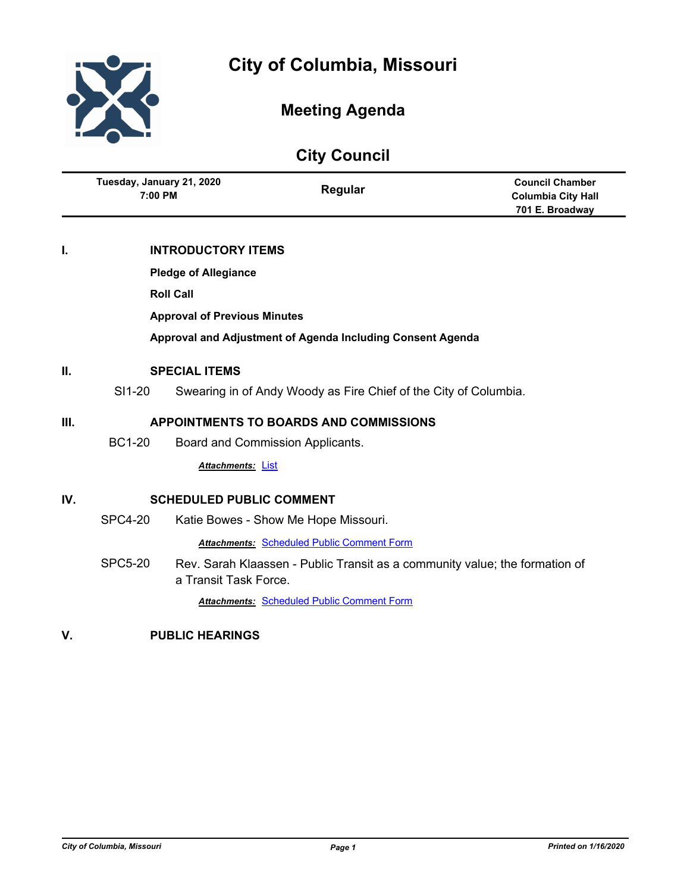# City of Columbia, Missouri

## Meeting Agenda

## City Council

| Tuesday, January 21, 2020 7:00 PM | Regular | Council Chamber Columbia City Hall 701 E. Broadway |
|---|---|---|

## I. INTRODUCTORY ITEMS

**Pledge of Allegiance**

**Roll Call**

**Approval of Previous Minutes**

**Approval and Adjustment of Agenda Including Consent Agenda**

## II. SPECIAL ITEMS

SI1-20 Swearing in of Andy Woody as Fire Chief of the City of Columbia.

## III. APPOINTMENTS TO BOARDS AND COMMISSIONS

BC1-20 Board and Commission Applicants.

***Attachments:*** List

## IV. SCHEDULED PUBLIC COMMENT

SPC4-20 Katie Bowes - Show Me Hope Missouri.

***Attachments:*** Scheduled Public Comment Form

SPC5-20 Rev. Sarah Klaassen - Public Transit as a community value; the formation of a Transit Task Force.

***Attachments:*** Scheduled Public Comment Form

## V. PUBLIC HEARINGS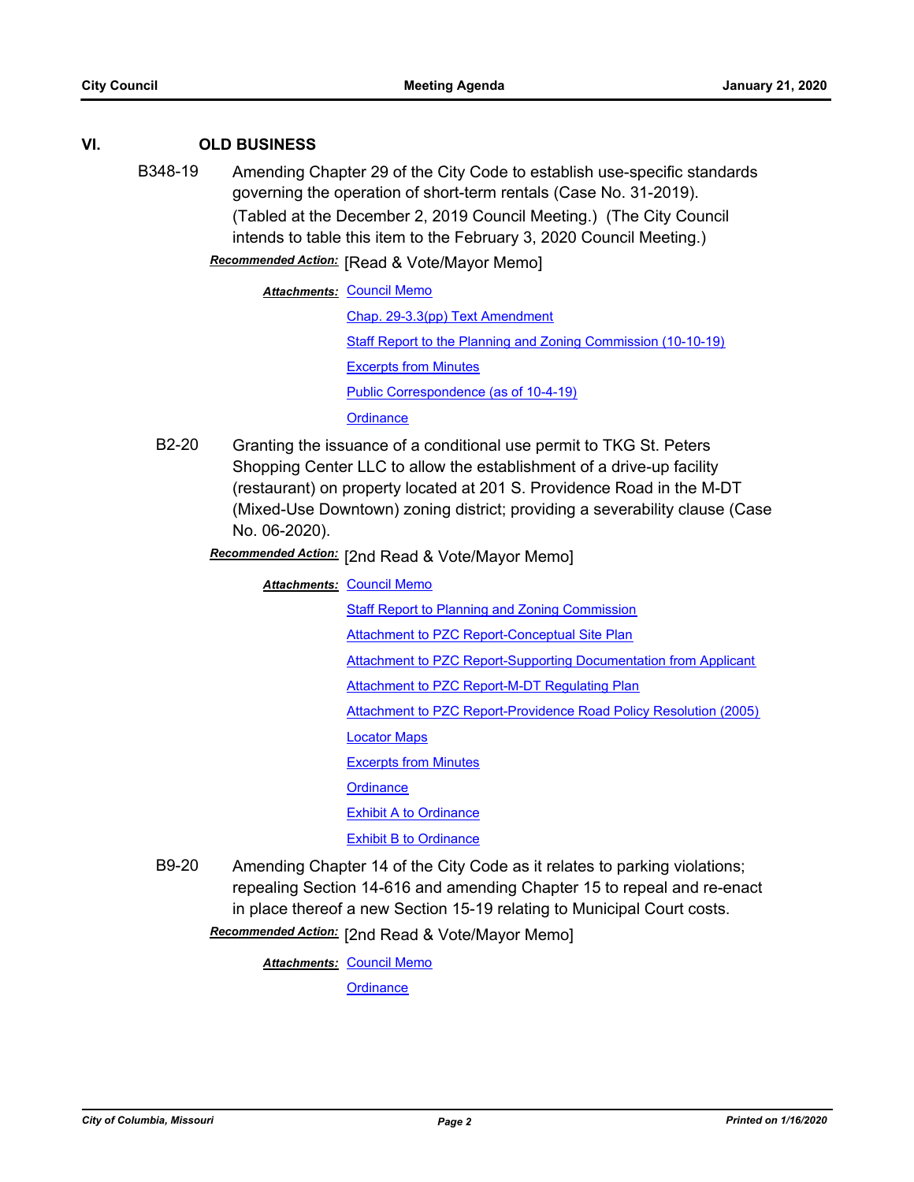## VI. OLD BUSINESS

**B348-19** Amending Chapter 29 of the City Code to establish use-specific standards governing the operation of short-term rentals (Case No. 31-2019). (Tabled at the December 2, 2019 Council Meeting.) (The City Council intends to table this item to the February 3, 2020 Council Meeting.)

***Recommended Action:*** [Read & Vote/Mayor Memo]

***Attachments:*** Council Memo
Chap. 29-3.3(pp) Text Amendment
Staff Report to the Planning and Zoning Commission (10-10-19)
Excerpts from Minutes
Public Correspondence (as of 10-4-19)
Ordinance

**B2-20** Granting the issuance of a conditional use permit to TKG St. Peters Shopping Center LLC to allow the establishment of a drive-up facility (restaurant) on property located at 201 S. Providence Road in the M-DT (Mixed-Use Downtown) zoning district; providing a severability clause (Case No. 06-2020).

***Recommended Action:*** [2nd Read & Vote/Mayor Memo]

***Attachments:*** Council Memo
Staff Report to Planning and Zoning Commission
Attachment to PZC Report-Conceptual Site Plan
Attachment to PZC Report-Supporting Documentation from Applicant
Attachment to PZC Report-M-DT Regulating Plan
Attachment to PZC Report-Providence Road Policy Resolution (2005)
Locator Maps
Excerpts from Minutes
Ordinance
Exhibit A to Ordinance
Exhibit B to Ordinance

**B9-20** Amending Chapter 14 of the City Code as it relates to parking violations; repealing Section 14-616 and amending Chapter 15 to repeal and re-enact in place thereof a new Section 15-19 relating to Municipal Court costs.

***Recommended Action:*** [2nd Read & Vote/Mayor Memo]

***Attachments:*** Council Memo
Ordinance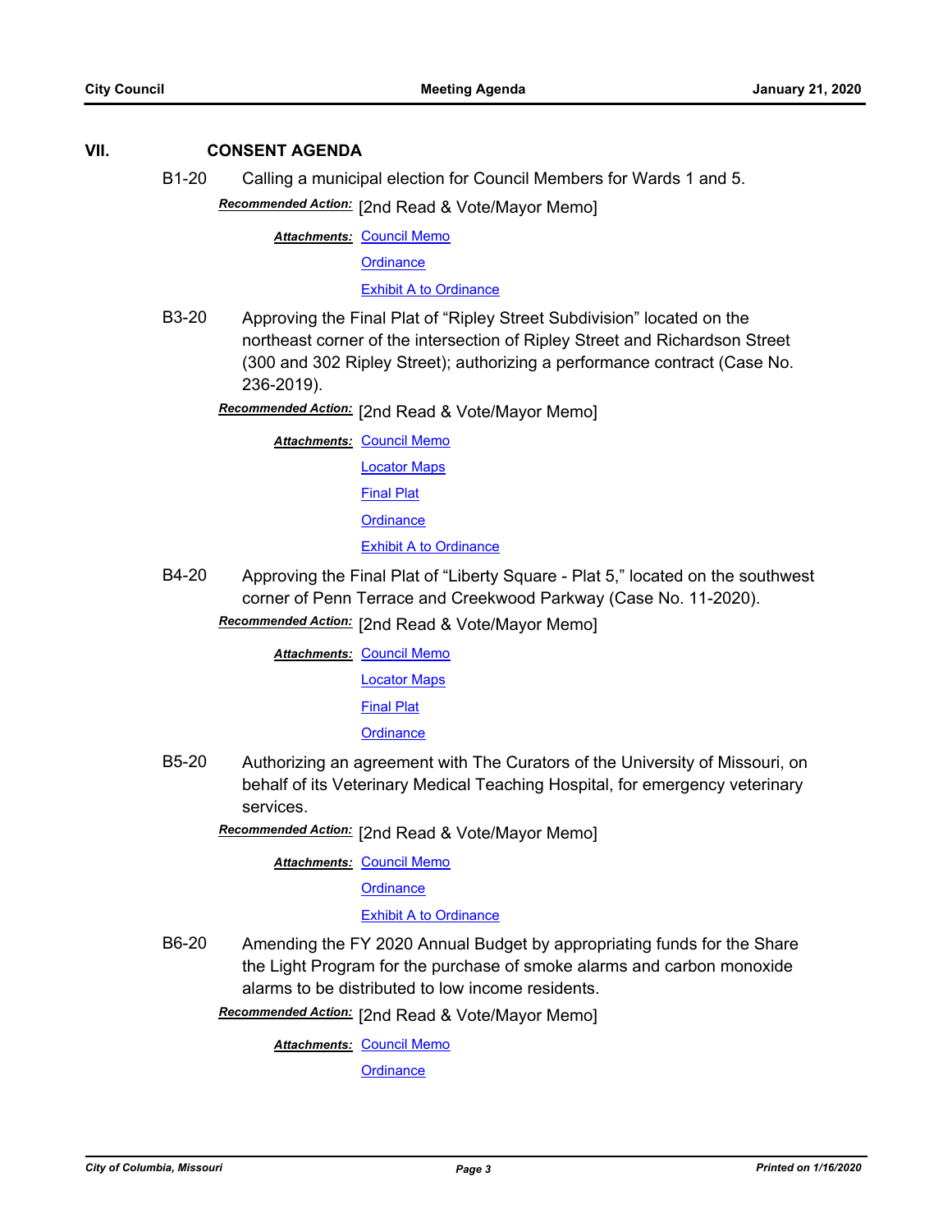## VII. CONSENT AGENDA

**B1-20** Calling a municipal election for Council Members for Wards 1 and 5.

***Recommended Action:*** [2nd Read & Vote/Mayor Memo]

***Attachments:*** Council Memo
Ordinance
Exhibit A to Ordinance

**B3-20** Approving the Final Plat of "Ripley Street Subdivision" located on the northeast corner of the intersection of Ripley Street and Richardson Street (300 and 302 Ripley Street); authorizing a performance contract (Case No. 236-2019).

***Recommended Action:*** [2nd Read & Vote/Mayor Memo]

***Attachments:*** Council Memo
Locator Maps
Final Plat
Ordinance
Exhibit A to Ordinance

**B4-20** Approving the Final Plat of "Liberty Square - Plat 5," located on the southwest corner of Penn Terrace and Creekwood Parkway (Case No. 11-2020).

***Recommended Action:*** [2nd Read & Vote/Mayor Memo]

***Attachments:*** Council Memo
Locator Maps
Final Plat
Ordinance

**B5-20** Authorizing an agreement with The Curators of the University of Missouri, on behalf of its Veterinary Medical Teaching Hospital, for emergency veterinary services.

***Recommended Action:*** [2nd Read & Vote/Mayor Memo]

***Attachments:*** Council Memo
Ordinance
Exhibit A to Ordinance

**B6-20** Amending the FY 2020 Annual Budget by appropriating funds for the Share the Light Program for the purchase of smoke alarms and carbon monoxide alarms to be distributed to low income residents.

***Recommended Action:*** [2nd Read & Vote/Mayor Memo]

***Attachments:*** Council Memo
Ordinance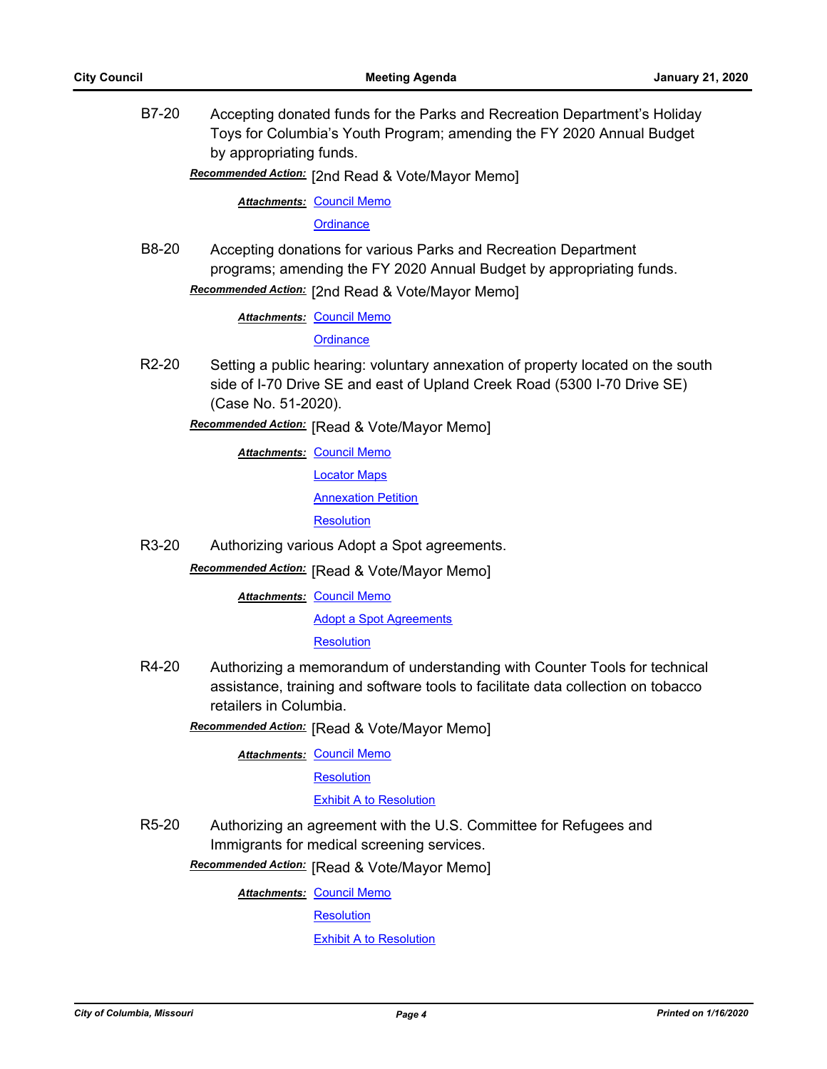B7-20 Accepting donated funds for the Parks and Recreation Department's Holiday Toys for Columbia's Youth Program; amending the FY 2020 Annual Budget by appropriating funds.

***Recommended Action:*** [2nd Read & Vote/Mayor Memo]

***Attachments:*** Council Memo
Ordinance

B8-20 Accepting donations for various Parks and Recreation Department programs; amending the FY 2020 Annual Budget by appropriating funds.

***Recommended Action:*** [2nd Read & Vote/Mayor Memo]

***Attachments:*** Council Memo
Ordinance

R2-20 Setting a public hearing: voluntary annexation of property located on the south side of I-70 Drive SE and east of Upland Creek Road (5300 I-70 Drive SE) (Case No. 51-2020).

***Recommended Action:*** [Read & Vote/Mayor Memo]

***Attachments:*** Council Memo
Locator Maps
Annexation Petition
Resolution

R3-20 Authorizing various Adopt a Spot agreements.

***Recommended Action:*** [Read & Vote/Mayor Memo]

***Attachments:*** Council Memo
Adopt a Spot Agreements
Resolution

R4-20 Authorizing a memorandum of understanding with Counter Tools for technical assistance, training and software tools to facilitate data collection on tobacco retailers in Columbia.

***Recommended Action:*** [Read & Vote/Mayor Memo]

***Attachments:*** Council Memo
Resolution
Exhibit A to Resolution

R5-20 Authorizing an agreement with the U.S. Committee for Refugees and Immigrants for medical screening services.

***Recommended Action:*** [Read & Vote/Mayor Memo]

***Attachments:*** Council Memo
Resolution
Exhibit A to Resolution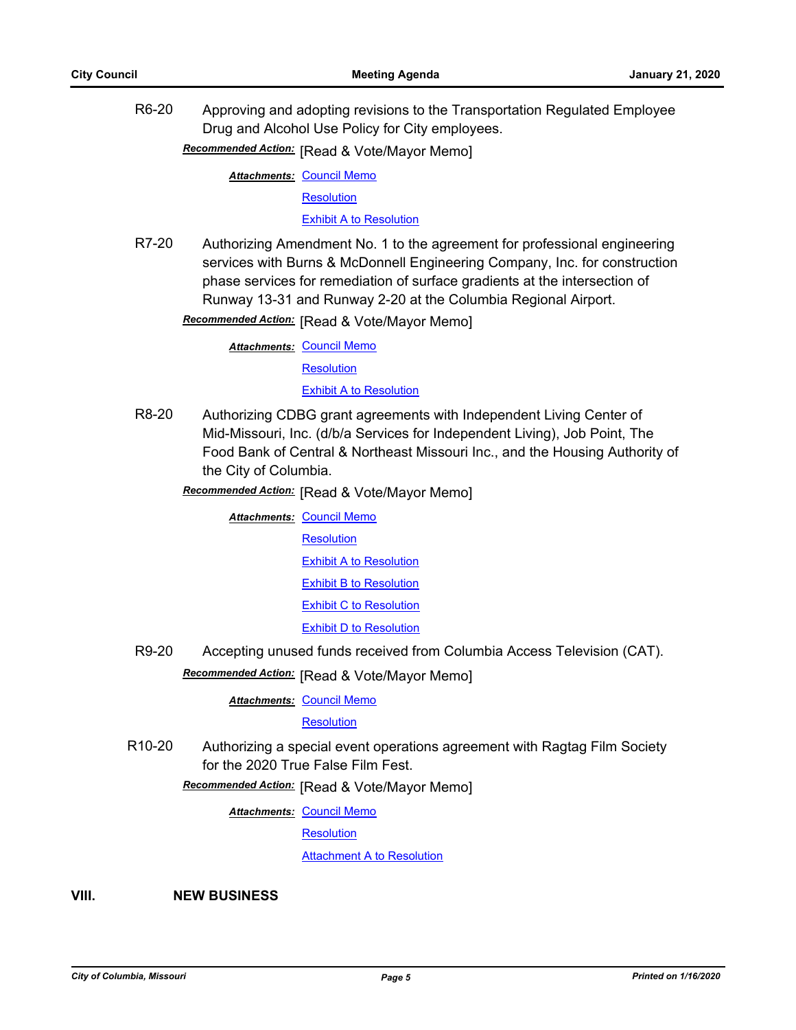R6-20 Approving and adopting revisions to the Transportation Regulated Employee Drug and Alcohol Use Policy for City employees.

***Recommended Action:*** [Read & Vote/Mayor Memo]

***Attachments:*** Council Memo
Resolution
Exhibit A to Resolution

R7-20 Authorizing Amendment No. 1 to the agreement for professional engineering services with Burns & McDonnell Engineering Company, Inc. for construction phase services for remediation of surface gradients at the intersection of Runway 13-31 and Runway 2-20 at the Columbia Regional Airport.

***Recommended Action:*** [Read & Vote/Mayor Memo]

***Attachments:*** Council Memo
Resolution
Exhibit A to Resolution

R8-20 Authorizing CDBG grant agreements with Independent Living Center of Mid-Missouri, Inc. (d/b/a Services for Independent Living), Job Point, The Food Bank of Central & Northeast Missouri Inc., and the Housing Authority of the City of Columbia.

***Recommended Action:*** [Read & Vote/Mayor Memo]

***Attachments:*** Council Memo
Resolution
Exhibit A to Resolution
Exhibit B to Resolution
Exhibit C to Resolution
Exhibit D to Resolution

R9-20 Accepting unused funds received from Columbia Access Television (CAT).

***Recommended Action:*** [Read & Vote/Mayor Memo]

***Attachments:*** Council Memo
Resolution

R10-20 Authorizing a special event operations agreement with Ragtag Film Society for the 2020 True False Film Fest.

***Recommended Action:*** [Read & Vote/Mayor Memo]

***Attachments:*** Council Memo
Resolution
Attachment A to Resolution

## VIII. NEW BUSINESS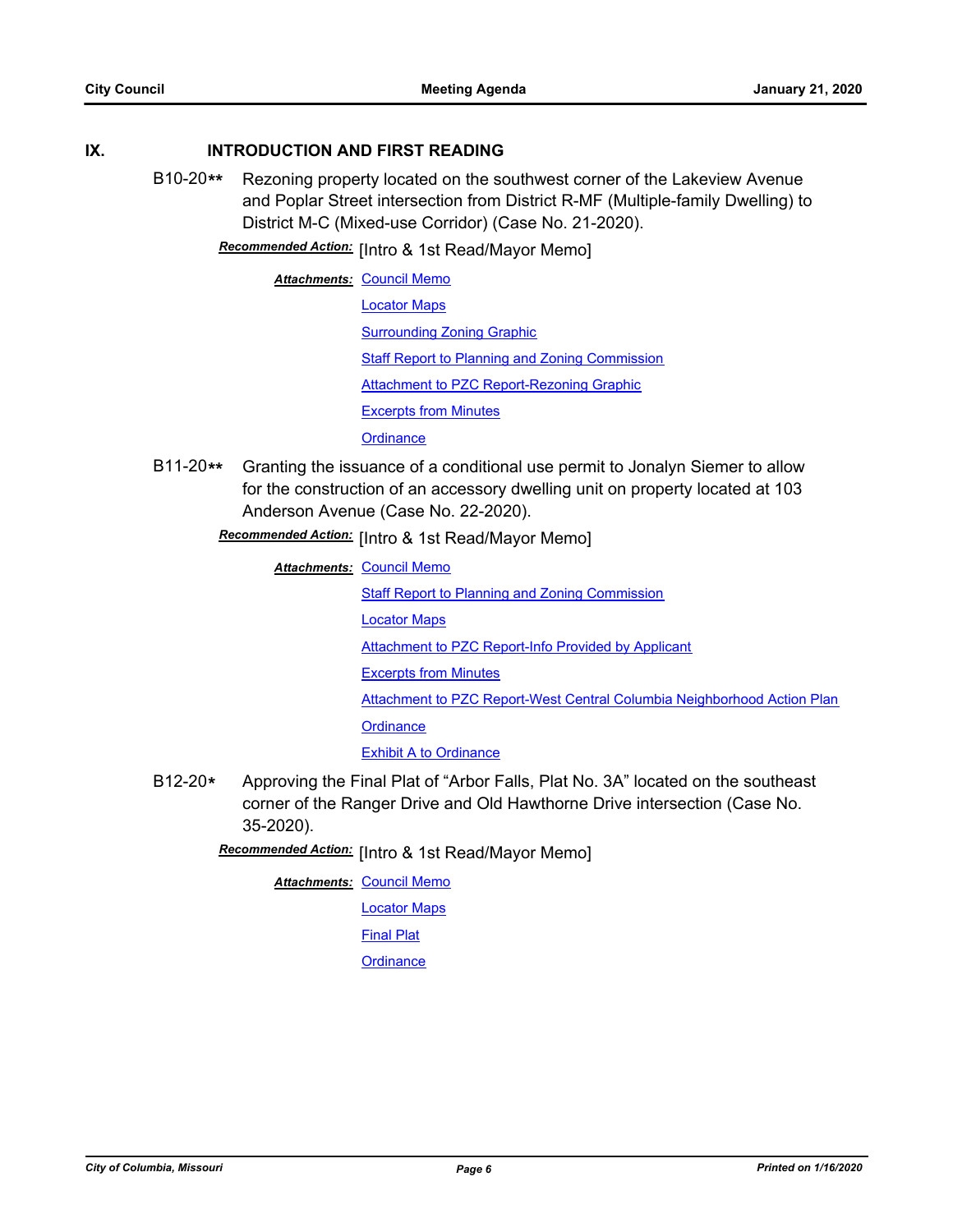## IX. INTRODUCTION AND FIRST READING

**B10-20**** Rezoning property located on the southwest corner of the Lakeview Avenue and Poplar Street intersection from District R-MF (Multiple-family Dwelling) to District M-C (Mixed-use Corridor) (Case No. 21-2020).

***Recommended Action:*** [Intro & 1st Read/Mayor Memo]

***Attachments:***
- Council Memo
- Locator Maps
- Surrounding Zoning Graphic
- Staff Report to Planning and Zoning Commission
- Attachment to PZC Report-Rezoning Graphic
- Excerpts from Minutes
- Ordinance

**B11-20**** Granting the issuance of a conditional use permit to Jonalyn Siemer to allow for the construction of an accessory dwelling unit on property located at 103 Anderson Avenue (Case No. 22-2020).

***Recommended Action:*** [Intro & 1st Read/Mayor Memo]

***Attachments:***
- Council Memo
- Staff Report to Planning and Zoning Commission
- Locator Maps
- Attachment to PZC Report-Info Provided by Applicant
- Excerpts from Minutes
- Attachment to PZC Report-West Central Columbia Neighborhood Action Plan
- Ordinance
- Exhibit A to Ordinance

**B12-20*** Approving the Final Plat of "Arbor Falls, Plat No. 3A" located on the southeast corner of the Ranger Drive and Old Hawthorne Drive intersection (Case No. 35-2020).

***Recommended Action:*** [Intro & 1st Read/Mayor Memo]

***Attachments:***
- Council Memo
- Locator Maps
- Final Plat
- Ordinance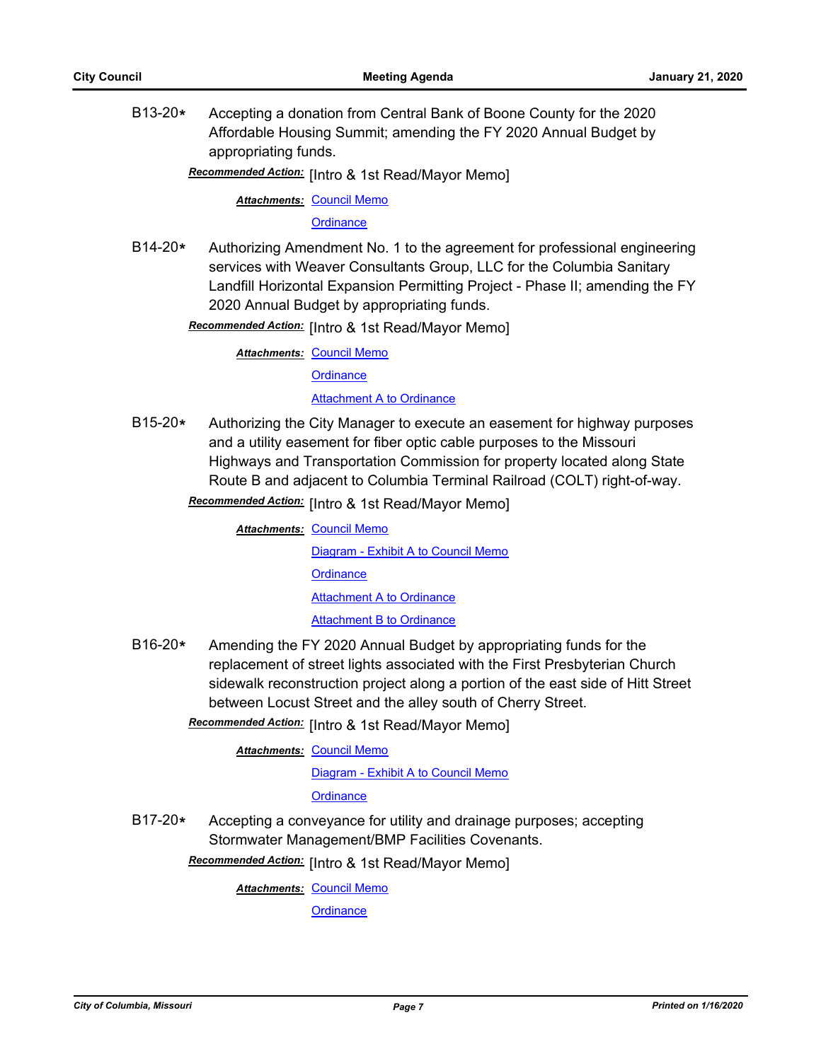**B13-20\*** Accepting a donation from Central Bank of Boone County for the 2020 Affordable Housing Summit; amending the FY 2020 Annual Budget by appropriating funds.

***Recommended Action:*** [Intro & 1st Read/Mayor Memo]

***Attachments:*** Council Memo
Ordinance

**B14-20\*** Authorizing Amendment No. 1 to the agreement for professional engineering services with Weaver Consultants Group, LLC for the Columbia Sanitary Landfill Horizontal Expansion Permitting Project - Phase II; amending the FY 2020 Annual Budget by appropriating funds.

***Recommended Action:*** [Intro & 1st Read/Mayor Memo]

***Attachments:*** Council Memo
Ordinance
Attachment A to Ordinance

**B15-20\*** Authorizing the City Manager to execute an easement for highway purposes and a utility easement for fiber optic cable purposes to the Missouri Highways and Transportation Commission for property located along State Route B and adjacent to Columbia Terminal Railroad (COLT) right-of-way.

***Recommended Action:*** [Intro & 1st Read/Mayor Memo]

***Attachments:*** Council Memo
Diagram - Exhibit A to Council Memo
Ordinance
Attachment A to Ordinance
Attachment B to Ordinance

**B16-20\*** Amending the FY 2020 Annual Budget by appropriating funds for the replacement of street lights associated with the First Presbyterian Church sidewalk reconstruction project along a portion of the east side of Hitt Street between Locust Street and the alley south of Cherry Street.

***Recommended Action:*** [Intro & 1st Read/Mayor Memo]

***Attachments:*** Council Memo
Diagram - Exhibit A to Council Memo
Ordinance

**B17-20\*** Accepting a conveyance for utility and drainage purposes; accepting Stormwater Management/BMP Facilities Covenants.

***Recommended Action:*** [Intro & 1st Read/Mayor Memo]

***Attachments:*** Council Memo
Ordinance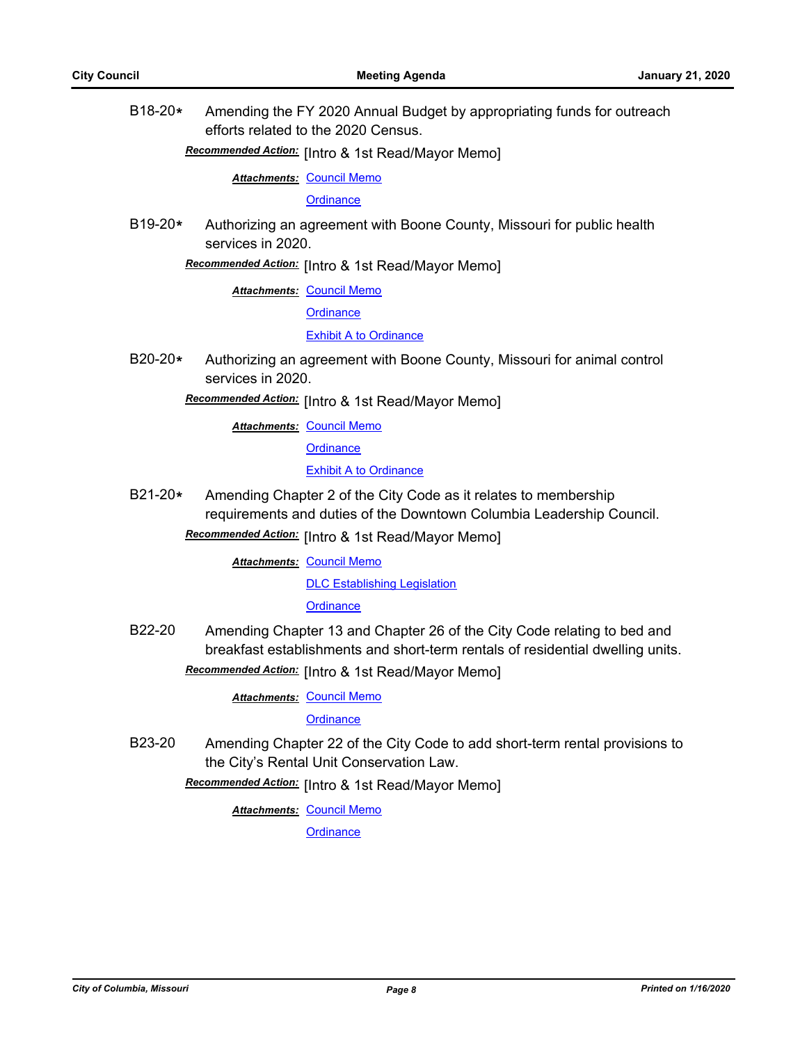B18-20* Amending the FY 2020 Annual Budget by appropriating funds for outreach efforts related to the 2020 Census.

***Recommended Action:*** [Intro & 1st Read/Mayor Memo]

***Attachments:*** Council Memo
Ordinance

B19-20* Authorizing an agreement with Boone County, Missouri for public health services in 2020.

***Recommended Action:*** [Intro & 1st Read/Mayor Memo]

***Attachments:*** Council Memo
Ordinance
Exhibit A to Ordinance

B20-20* Authorizing an agreement with Boone County, Missouri for animal control services in 2020.

***Recommended Action:*** [Intro & 1st Read/Mayor Memo]

***Attachments:*** Council Memo
Ordinance
Exhibit A to Ordinance

B21-20* Amending Chapter 2 of the City Code as it relates to membership requirements and duties of the Downtown Columbia Leadership Council.

***Recommended Action:*** [Intro & 1st Read/Mayor Memo]

***Attachments:*** Council Memo
DLC Establishing Legislation
Ordinance

B22-20 Amending Chapter 13 and Chapter 26 of the City Code relating to bed and breakfast establishments and short-term rentals of residential dwelling units.

***Recommended Action:*** [Intro & 1st Read/Mayor Memo]

***Attachments:*** Council Memo
Ordinance

B23-20 Amending Chapter 22 of the City Code to add short-term rental provisions to the City's Rental Unit Conservation Law.

***Recommended Action:*** [Intro & 1st Read/Mayor Memo]

***Attachments:*** Council Memo
Ordinance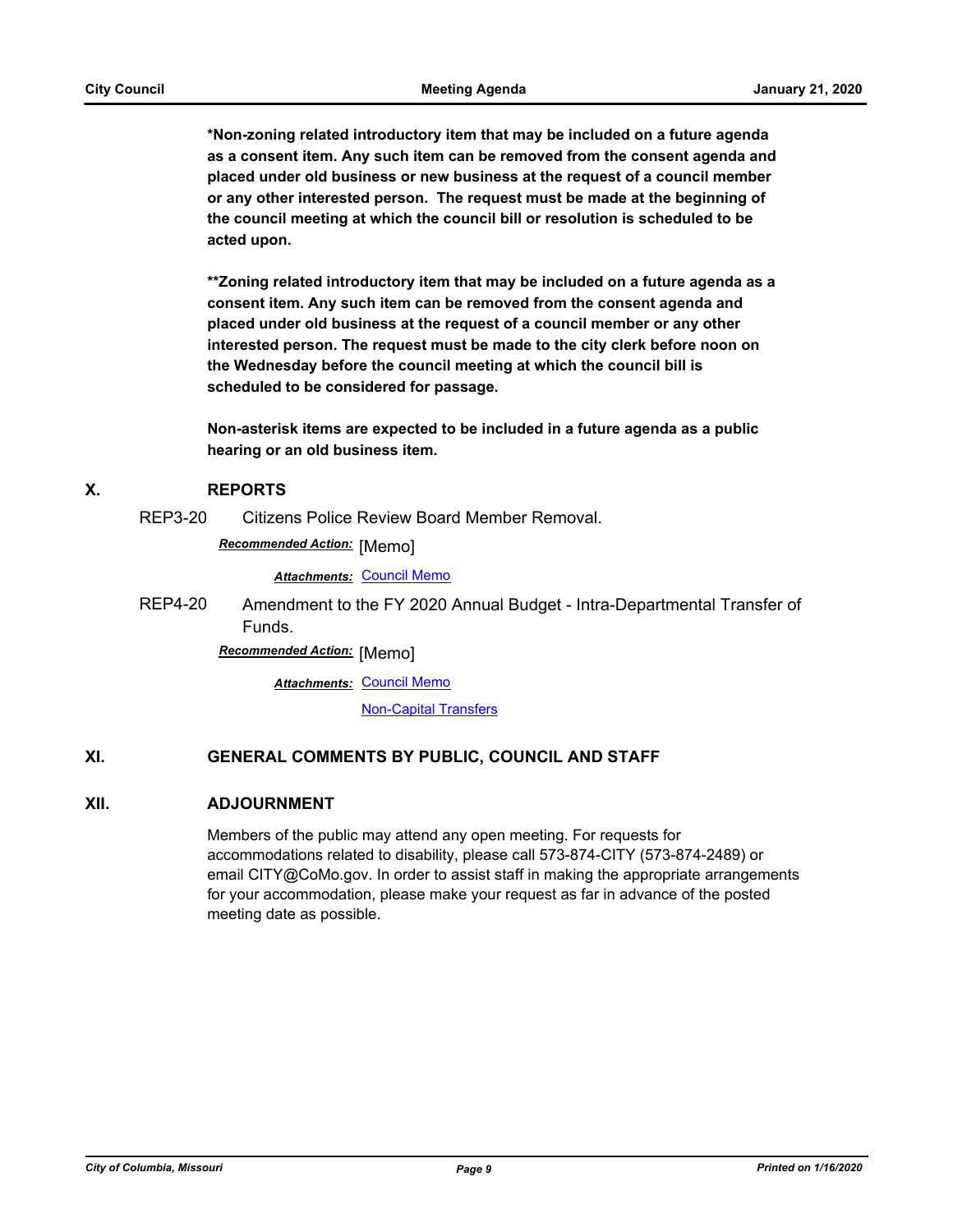**\*Non-zoning related introductory item that may be included on a future agenda as a consent item. Any such item can be removed from the consent agenda and placed under old business or new business at the request of a council member or any other interested person. The request must be made at the beginning of the council meeting at which the council bill or resolution is scheduled to be acted upon.**

**\*\*Zoning related introductory item that may be included on a future agenda as a consent item. Any such item can be removed from the consent agenda and placed under old business at the request of a council member or any other interested person. The request must be made to the city clerk before noon on the Wednesday before the council meeting at which the council bill is scheduled to be considered for passage.**

**Non-asterisk items are expected to be included in a future agenda as a public hearing or an old business item.**

## X. REPORTS

REP3-20 Citizens Police Review Board Member Removal.

***Recommended Action:*** [Memo]

***Attachments:*** Council Memo

REP4-20 Amendment to the FY 2020 Annual Budget - Intra-Departmental Transfer of Funds.

***Recommended Action:*** [Memo]

***Attachments:*** Council Memo

Non-Capital Transfers

## XI. GENERAL COMMENTS BY PUBLIC, COUNCIL AND STAFF

## XII. ADJOURNMENT

Members of the public may attend any open meeting. For requests for accommodations related to disability, please call 573-874-CITY (573-874-2489) or email CITY@CoMo.gov. In order to assist staff in making the appropriate arrangements for your accommodation, please make your request as far in advance of the posted meeting date as possible.